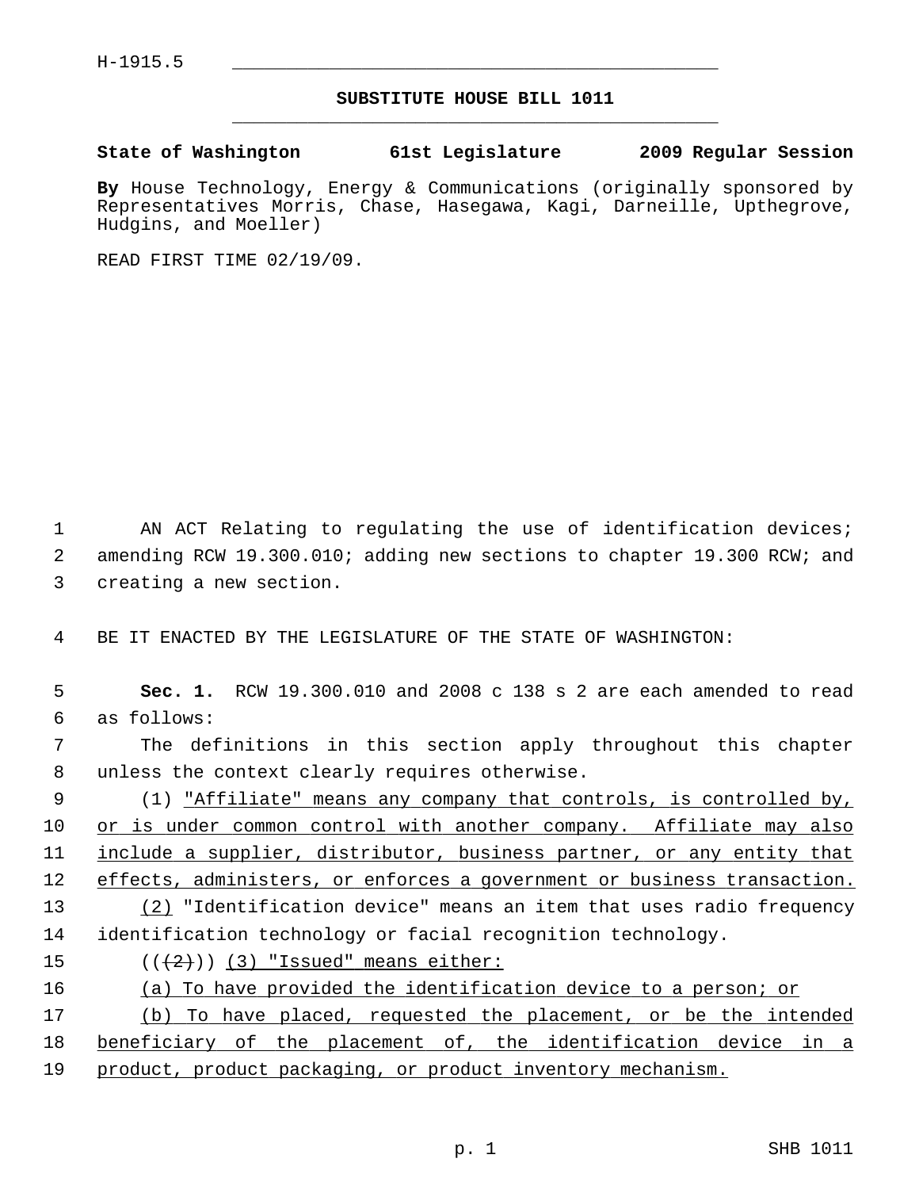H-1915.5

# SUBSTITUTE HOUSE BILL 1011

**State of Washington 61st Legislature 2009 Regular Session**

**By** House Technology, Energy & Communications (originally sponsored by Representatives Morris, Chase, Hasegawa, Kagi, Darneille, Upthegrove, Hudgins, and Moeller)

READ FIRST TIME 02/19/09.

AN ACT Relating to regulating the use of identification devices; amending RCW 19.300.010; adding new sections to chapter 19.300 RCW; and creating a new section.

BE IT ENACTED BY THE LEGISLATURE OF THE STATE OF WASHINGTON:

**Sec. 1.** RCW 19.300.010 and 2008 c 138 s 2 are each amended to read as follows:

The definitions in this section apply throughout this chapter unless the context clearly requires otherwise.

(1) "Affiliate" means any company that controls, is controlled by, or is under common control with another company. Affiliate may also include a supplier, distributor, business partner, or any entity that effects, administers, or enforces a government or business transaction.

(2) "Identification device" means an item that uses radio frequency identification technology or facial recognition technology.

(((2))) (3) "Issued" means either:

(a) To have provided the identification device to a person; or

(b) To have placed, requested the placement, or be the intended beneficiary of the placement of, the identification device in a product, product packaging, or product inventory mechanism.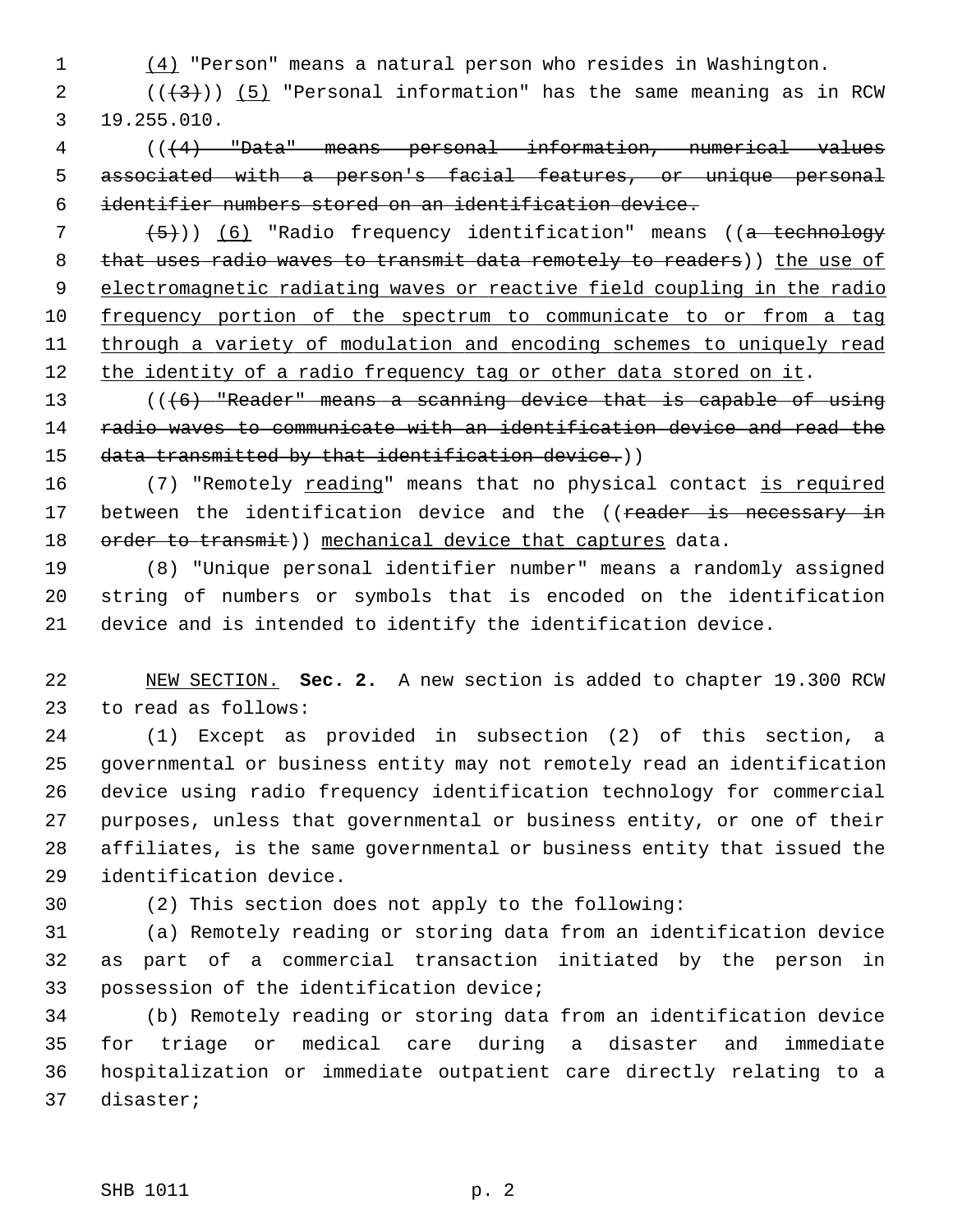(4) "Person" means a natural person who resides in Washington.

(((3))) (5) "Personal information" has the same meaning as in RCW 19.255.010.

(((4) "Data" means personal information, numerical values associated with a person's facial features, or unique personal identifier numbers stored on an identification device.

(5))) (6) "Radio frequency identification" means ((a technology that uses radio waves to transmit data remotely to readers)) the use of electromagnetic radiating waves or reactive field coupling in the radio frequency portion of the spectrum to communicate to or from a tag through a variety of modulation and encoding schemes to uniquely read the identity of a radio frequency tag or other data stored on it.

(((6) "Reader" means a scanning device that is capable of using radio waves to communicate with an identification device and read the data transmitted by that identification device.))

(7) "Remotely reading" means that no physical contact is required between the identification device and the ((reader is necessary in order to transmit)) mechanical device that captures data.

(8) "Unique personal identifier number" means a randomly assigned string of numbers or symbols that is encoded on the identification device and is intended to identify the identification device.

NEW SECTION. **Sec. 2.** A new section is added to chapter 19.300 RCW to read as follows:

(1) Except as provided in subsection (2) of this section, a governmental or business entity may not remotely read an identification device using radio frequency identification technology for commercial purposes, unless that governmental or business entity, or one of their affiliates, is the same governmental or business entity that issued the identification device.

(2) This section does not apply to the following:

(a) Remotely reading or storing data from an identification device as part of a commercial transaction initiated by the person in possession of the identification device;

(b) Remotely reading or storing data from an identification device for triage or medical care during a disaster and immediate hospitalization or immediate outpatient care directly relating to a disaster;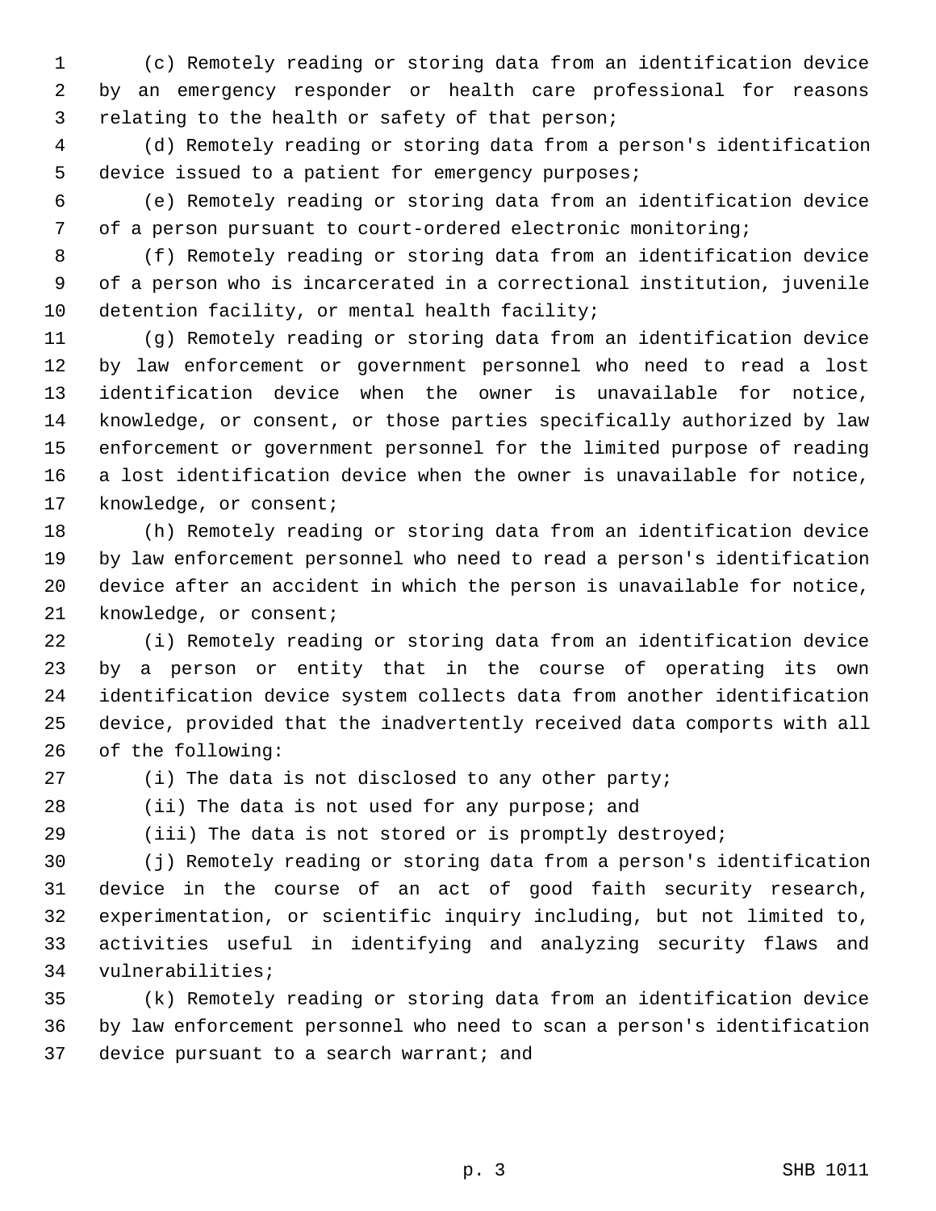(c) Remotely reading or storing data from an identification device by an emergency responder or health care professional for reasons relating to the health or safety of that person;

(d) Remotely reading or storing data from a person's identification device issued to a patient for emergency purposes;

(e) Remotely reading or storing data from an identification device of a person pursuant to court-ordered electronic monitoring;

(f) Remotely reading or storing data from an identification device of a person who is incarcerated in a correctional institution, juvenile detention facility, or mental health facility;

(g) Remotely reading or storing data from an identification device by law enforcement or government personnel who need to read a lost identification device when the owner is unavailable for notice, knowledge, or consent, or those parties specifically authorized by law enforcement or government personnel for the limited purpose of reading a lost identification device when the owner is unavailable for notice, knowledge, or consent;

(h) Remotely reading or storing data from an identification device by law enforcement personnel who need to read a person's identification device after an accident in which the person is unavailable for notice, knowledge, or consent;

(i) Remotely reading or storing data from an identification device by a person or entity that in the course of operating its own identification device system collects data from another identification device, provided that the inadvertently received data comports with all of the following:

(i) The data is not disclosed to any other party;

(ii) The data is not used for any purpose; and

(iii) The data is not stored or is promptly destroyed;

(j) Remotely reading or storing data from a person's identification device in the course of an act of good faith security research, experimentation, or scientific inquiry including, but not limited to, activities useful in identifying and analyzing security flaws and vulnerabilities;

(k) Remotely reading or storing data from an identification device by law enforcement personnel who need to scan a person's identification device pursuant to a search warrant; and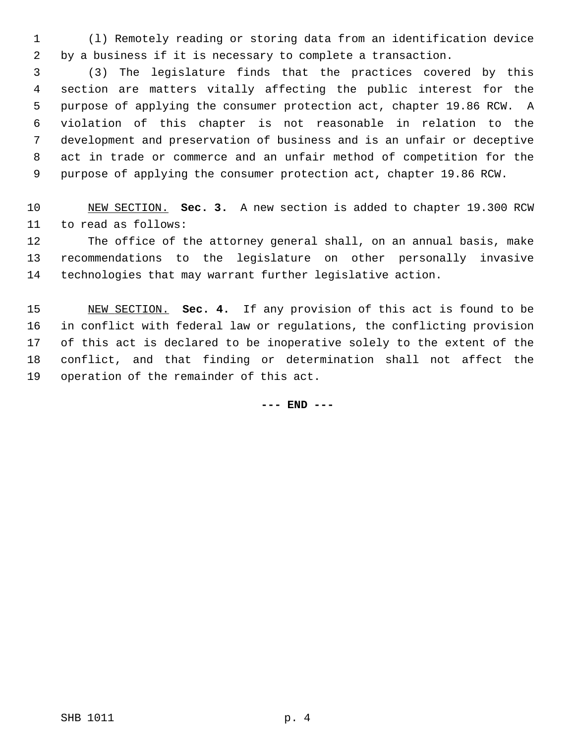(l) Remotely reading or storing data from an identification device by a business if it is necessary to complete a transaction.

(3) The legislature finds that the practices covered by this section are matters vitally affecting the public interest for the purpose of applying the consumer protection act, chapter 19.86 RCW. A violation of this chapter is not reasonable in relation to the development and preservation of business and is an unfair or deceptive act in trade or commerce and an unfair method of competition for the purpose of applying the consumer protection act, chapter 19.86 RCW.

NEW SECTION. **Sec. 3.** A new section is added to chapter 19.300 RCW to read as follows:

The office of the attorney general shall, on an annual basis, make recommendations to the legislature on other personally invasive technologies that may warrant further legislative action.

NEW SECTION. **Sec. 4.** If any provision of this act is found to be in conflict with federal law or regulations, the conflicting provision of this act is declared to be inoperative solely to the extent of the conflict, and that finding or determination shall not affect the operation of the remainder of this act.

**--- END ---**